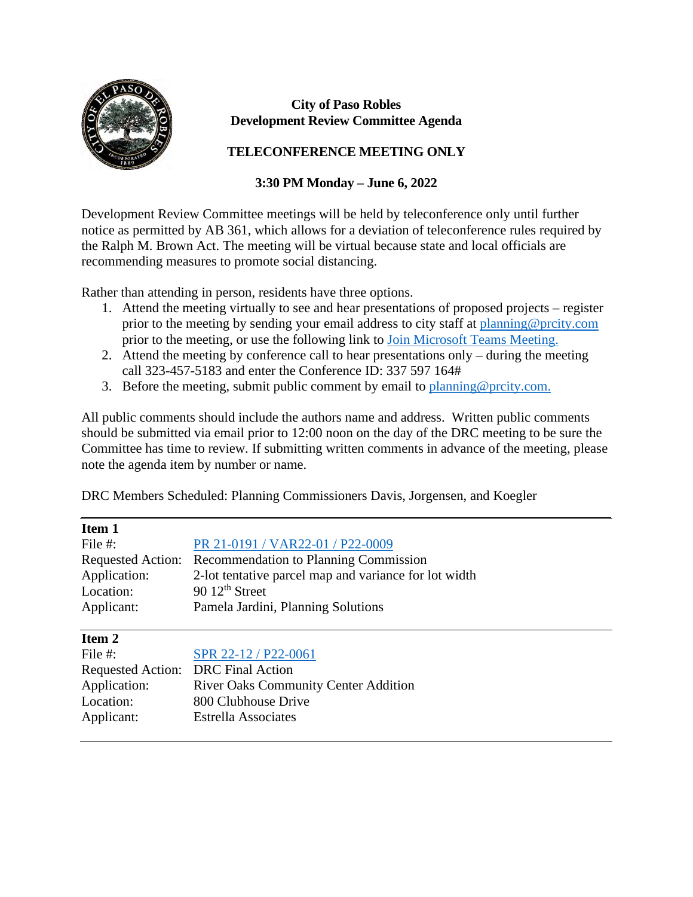**City of Paso Robles**
**Development Review Committee Agenda**

**TELECONFERENCE MEETING ONLY**

**3:30 PM Monday – June 6, 2022**

Development Review Committee meetings will be held by teleconference only until further notice as permitted by AB 361, which allows for a deviation of teleconference rules required by the Ralph M. Brown Act. The meeting will be virtual because state and local officials are recommending measures to promote social distancing.

Rather than attending in person, residents have three options.

1. Attend the meeting virtually to see and hear presentations of proposed projects – register prior to the meeting by sending your email address to city staff at planning@prcity.com prior to the meeting, or use the following link to Join Microsoft Teams Meeting.
2. Attend the meeting by conference call to hear presentations only – during the meeting call 323-457-5183 and enter the Conference ID: 337 597 164#
3. Before the meeting, submit public comment by email to planning@prcity.com.

All public comments should include the authors name and address. Written public comments should be submitted via email prior to 12:00 noon on the day of the DRC meeting to be sure the Committee has time to review. If submitting written comments in advance of the meeting, please note the agenda item by number or name.

DRC Members Scheduled: Planning Commissioners Davis, Jorgensen, and Koegler

---

**Item 1**

| | |
|---|---|
| File #: | PR 21-0191 / VAR22-01 / P22-0009 |
| Requested Action: | Recommendation to Planning Commission |
| Application: | 2-lot tentative parcel map and variance for lot width |
| Location: | 90 12th Street |
| Applicant: | Pamela Jardini, Planning Solutions |

---

**Item 2**

| | |
|---|---|
| File #: | SPR 22-12 / P22-0061 |
| Requested Action: | DRC Final Action |
| Application: | River Oaks Community Center Addition |
| Location: | 800 Clubhouse Drive |
| Applicant: | Estrella Associates |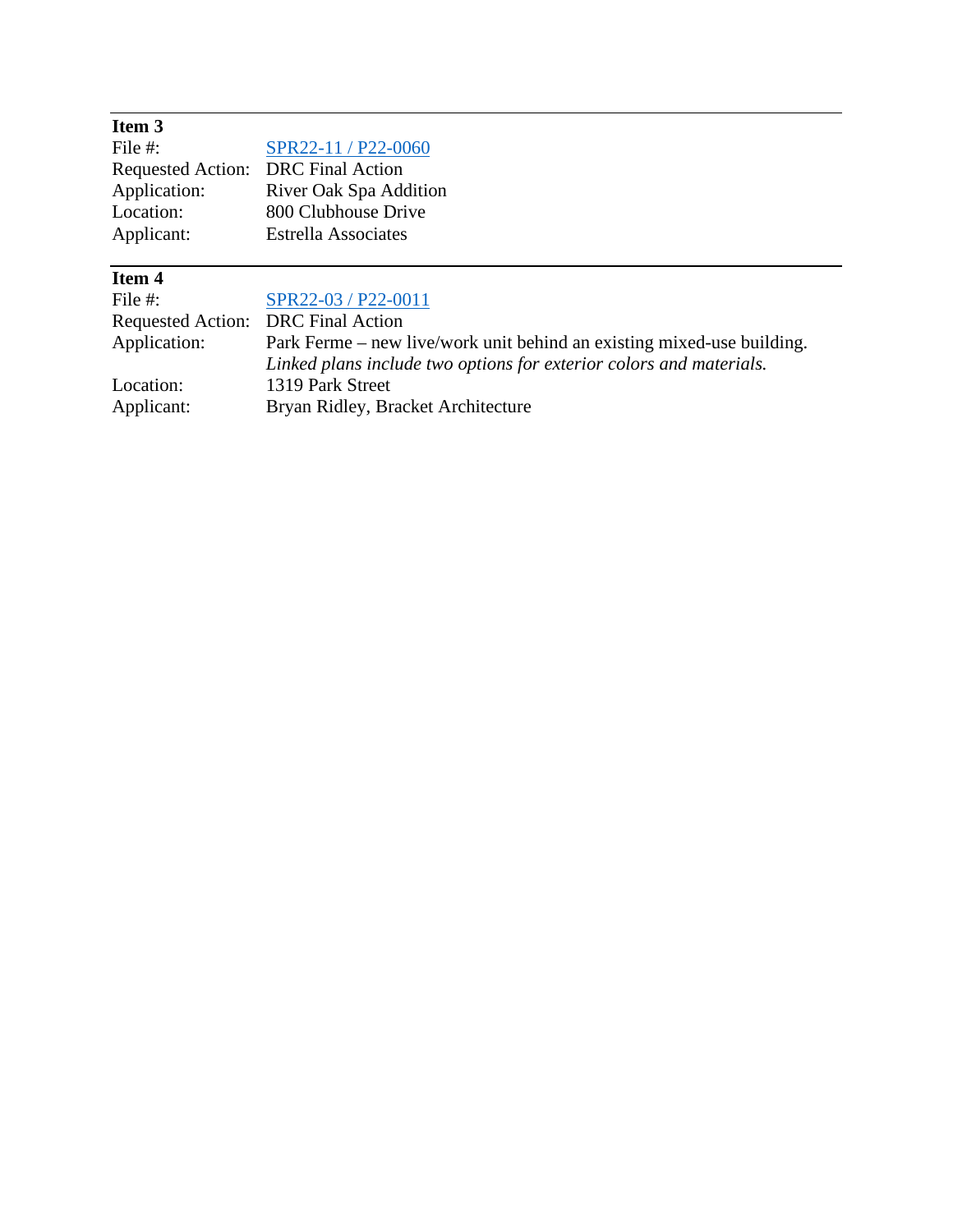**Item 3**

| | |
|---|---|
| File #: | SPR22-11 / P22-0060 |
| Requested Action: | DRC Final Action |
| Application: | River Oak Spa Addition |
| Location: | 800 Clubhouse Drive |
| Applicant: | Estrella Associates |

**Item 4**

| | |
|---|---|
| File #: | SPR22-03 / P22-0011 |
| Requested Action: | DRC Final Action |
| Application: | Park Ferme – new live/work unit behind an existing mixed-use building. *Linked plans include two options for exterior colors and materials.* |
| Location: | 1319 Park Street |
| Applicant: | Bryan Ridley, Bracket Architecture |